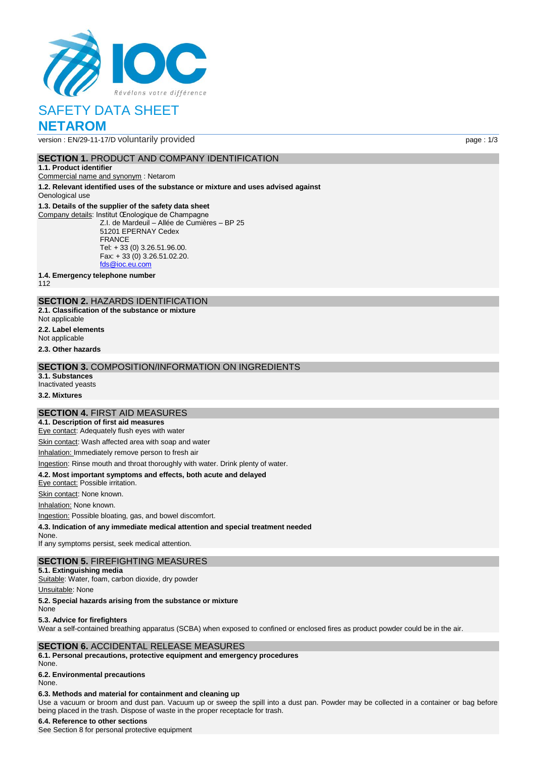# SAFETY DATA SHEET

# NETAROM

version : EN/29-11-17/D voluntarily provided

## SECTION 1. PRODUCT AND COMPANY IDENTIFICATION

**1.1. Product identifier**

Commercial name and synonym : Netarom

**1.2. Relevant identified uses of the substance or mixture and uses advised against**

Oenological use

**1.3. Details of the supplier of the safety data sheet**

Company details: Institut Œnologique de Champagne
Z.I. de Mardeuil – Allée de Cumières – BP 25
51201 EPERNAY Cedex
FRANCE
Tel: + 33 (0) 3.26.51.96.00.
Fax: + 33 (0) 3.26.51.02.20.
fds@ioc.eu.com

**1.4. Emergency telephone number**

112

## SECTION 2. HAZARDS IDENTIFICATION

**2.1. Classification of the substance or mixture**

Not applicable

**2.2. Label elements**

Not applicable

**2.3. Other hazards**

## SECTION 3. COMPOSITION/INFORMATION ON INGREDIENTS

**3.1. Substances**

Inactivated yeasts

**3.2. Mixtures**

## SECTION 4. FIRST AID MEASURES

**4.1. Description of first aid measures**

Eye contact: Adequately flush eyes with water

Skin contact: Wash affected area with soap and water

Inhalation: Immediately remove person to fresh air

Ingestion: Rinse mouth and throat thoroughly with water. Drink plenty of water.

**4.2. Most important symptoms and effects, both acute and delayed**

Eye contact: Possible irritation.

Skin contact: None known.

Inhalation: None known.

Ingestion: Possible bloating, gas, and bowel discomfort.

**4.3. Indication of any immediate medical attention and special treatment needed**

None.
If any symptoms persist, seek medical attention.

## SECTION 5. FIREFIGHTING MEASURES

**5.1. Extinguishing media**

Suitable: Water, foam, carbon dioxide, dry powder

Unsuitable: None

**5.2. Special hazards arising from the substance or mixture**

None

**5.3. Advice for firefighters**

Wear a self-contained breathing apparatus (SCBA) when exposed to confined or enclosed fires as product powder could be in the air.

## SECTION 6. ACCIDENTAL RELEASE MEASURES

**6.1. Personal precautions, protective equipment and emergency procedures**

None.

**6.2. Environmental precautions**

None.

**6.3. Methods and material for containment and cleaning up**

Use a vacuum or broom and dust pan. Vacuum up or sweep the spill into a dust pan. Powder may be collected in a container or bag before being placed in the trash. Dispose of waste in the proper receptacle for trash.

**6.4. Reference to other sections**

See Section 8 for personal protective equipment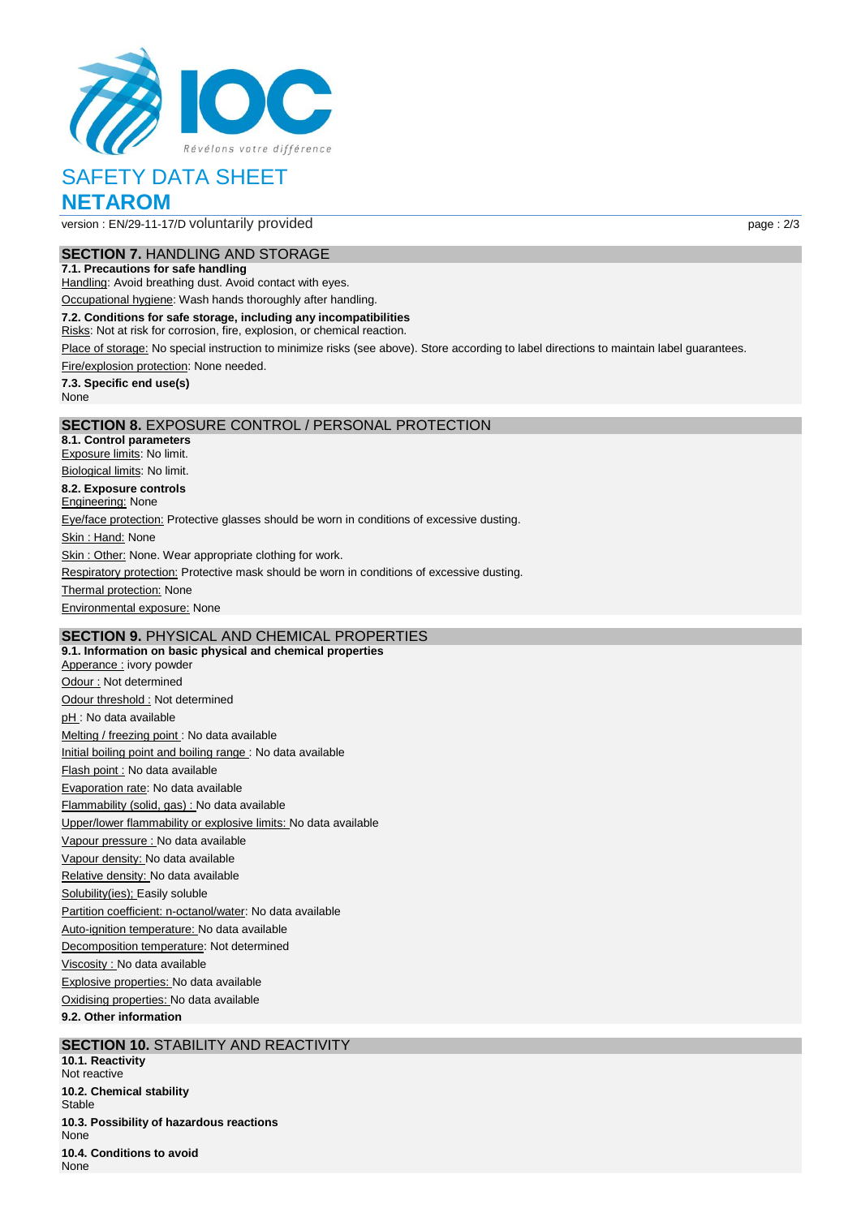# SAFETY DATA SHEET

# NETAROM

version : EN/29-11-17/D voluntarily provided

## SECTION 7. HANDLING AND STORAGE

### 7.1. Precautions for safe handling

Handling: Avoid breathing dust. Avoid contact with eyes.

Occupational hygiene: Wash hands thoroughly after handling.

### 7.2. Conditions for safe storage, including any incompatibilities

Risks: Not at risk for corrosion, fire, explosion, or chemical reaction.

Place of storage: No special instruction to minimize risks (see above). Store according to label directions to maintain label guarantees.

Fire/explosion protection: None needed.

### 7.3. Specific end use(s)

None

## SECTION 8. EXPOSURE CONTROL / PERSONAL PROTECTION

### 8.1. Control parameters

Exposure limits: No limit.

Biological limits: No limit.

### 8.2. Exposure controls

Engineering: None

Eye/face protection: Protective glasses should be worn in conditions of excessive dusting.

Skin : Hand: None

Skin : Other: None. Wear appropriate clothing for work.

Respiratory protection: Protective mask should be worn in conditions of excessive dusting.

Thermal protection: None

Environmental exposure: None

## SECTION 9. PHYSICAL AND CHEMICAL PROPERTIES

### 9.1. Information on basic physical and chemical properties

Apperance : ivory powder

Odour : Not determined

Odour threshold : Not determined

pH : No data available

Melting / freezing point : No data available

Initial boiling point and boiling range : No data available

Flash point : No data available

Evaporation rate: No data available

Flammability (solid, gas) : No data available

Upper/lower flammability or explosive limits: No data available

Vapour pressure : No data available

Vapour density: No data available

Relative density: No data available

Solubility(ies); Easily soluble

Partition coefficient: n-octanol/water: No data available

Auto-ignition temperature: No data available

Decomposition temperature: Not determined

Viscosity : No data available

Explosive properties: No data available

Oxidising properties: No data available

### 9.2. Other information

## SECTION 10. STABILITY AND REACTIVITY

### 10.1. Reactivity

Not reactive

### 10.2. Chemical stability

Stable

### 10.3. Possibility of hazardous reactions

None

### 10.4. Conditions to avoid

None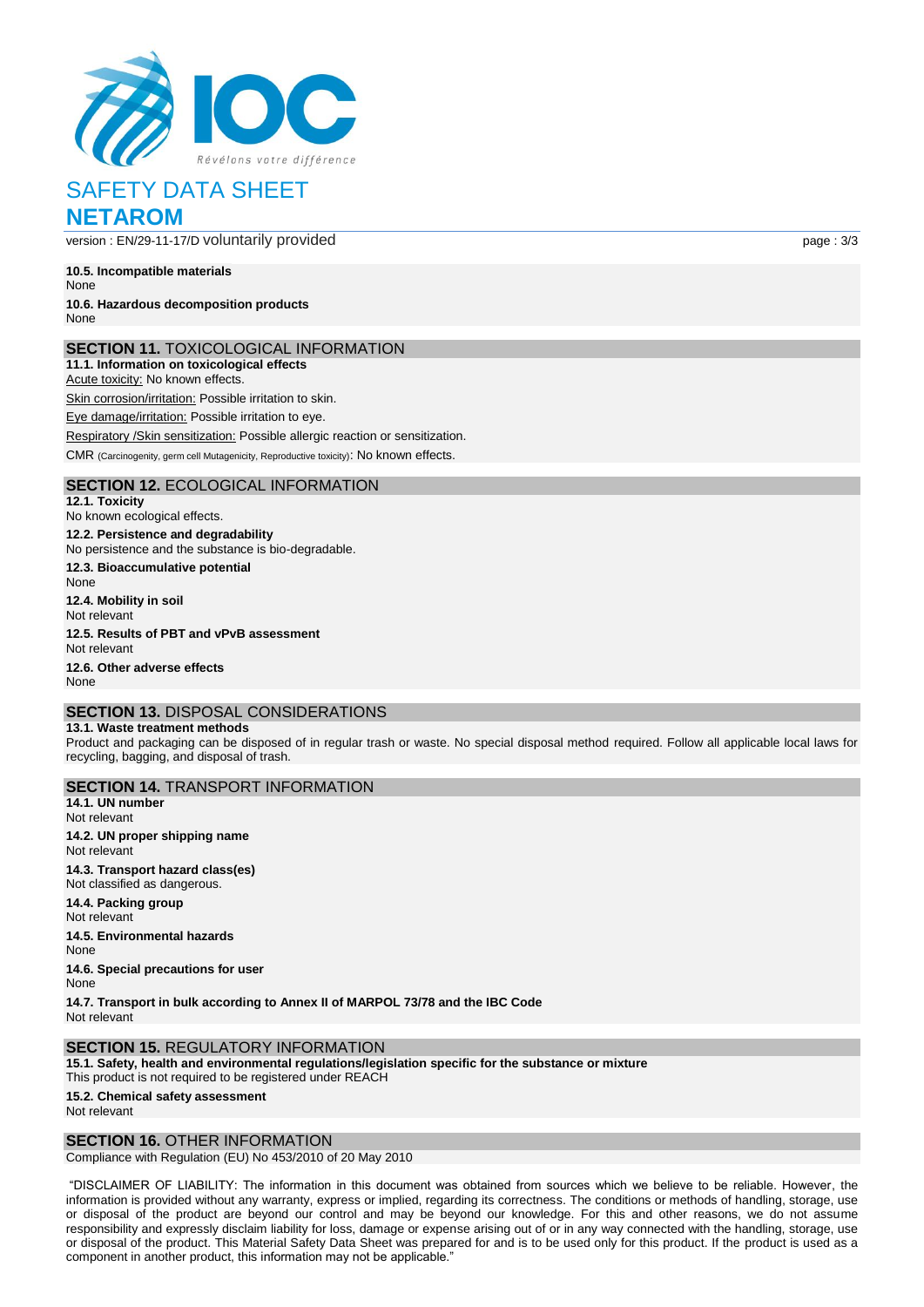#### 10.5. Incompatible materials
None

#### 10.6. Hazardous decomposition products
None

## SECTION 11. TOXICOLOGICAL INFORMATION

#### 11.1. Information on toxicological effects

Acute toxicity: No known effects.

Skin corrosion/irritation: Possible irritation to skin.

Eye damage/irritation: Possible irritation to eye.

Respiratory /Skin sensitization: Possible allergic reaction or sensitization.

CMR (Carcinogenity, germ cell Mutagenicity, Reproductive toxicity): No known effects.

## SECTION 12. ECOLOGICAL INFORMATION

#### 12.1. Toxicity
No known ecological effects.

#### 12.2. Persistence and degradability
No persistence and the substance is bio-degradable.

#### 12.3. Bioaccumulative potential
None

#### 12.4. Mobility in soil
Not relevant

#### 12.5. Results of PBT and vPvB assessment
Not relevant

#### 12.6. Other adverse effects
None

## SECTION 13. DISPOSAL CONSIDERATIONS

#### 13.1. Waste treatment methods
Product and packaging can be disposed of in regular trash or waste. No special disposal method required. Follow all applicable local laws for recycling, bagging, and disposal of trash.

## SECTION 14. TRANSPORT INFORMATION

#### 14.1. UN number
Not relevant

#### 14.2. UN proper shipping name
Not relevant

#### 14.3. Transport hazard class(es)
Not classified as dangerous.

#### 14.4. Packing group
Not relevant

#### 14.5. Environmental hazards
None

#### 14.6. Special precautions for user
None

#### 14.7. Transport in bulk according to Annex II of MARPOL 73/78 and the IBC Code
Not relevant

## SECTION 15. REGULATORY INFORMATION

#### 15.1. Safety, health and environmental regulations/legislation specific for the substance or mixture
This product is not required to be registered under REACH

#### 15.2. Chemical safety assessment
Not relevant

## SECTION 16. OTHER INFORMATION

Compliance with Regulation (EU) No 453/2010 of 20 May 2010

"DISCLAIMER OF LIABILITY: The information in this document was obtained from sources which we believe to be reliable. However, the information is provided without any warranty, express or implied, regarding its correctness. The conditions or methods of handling, storage, use or disposal of the product are beyond our control and may be beyond our knowledge. For this and other reasons, we do not assume responsibility and expressly disclaim liability for loss, damage or expense arising out of or in any way connected with the handling, storage, use or disposal of the product. This Material Safety Data Sheet was prepared for and is to be used only for this product. If the product is used as a component in another product, this information may not be applicable."